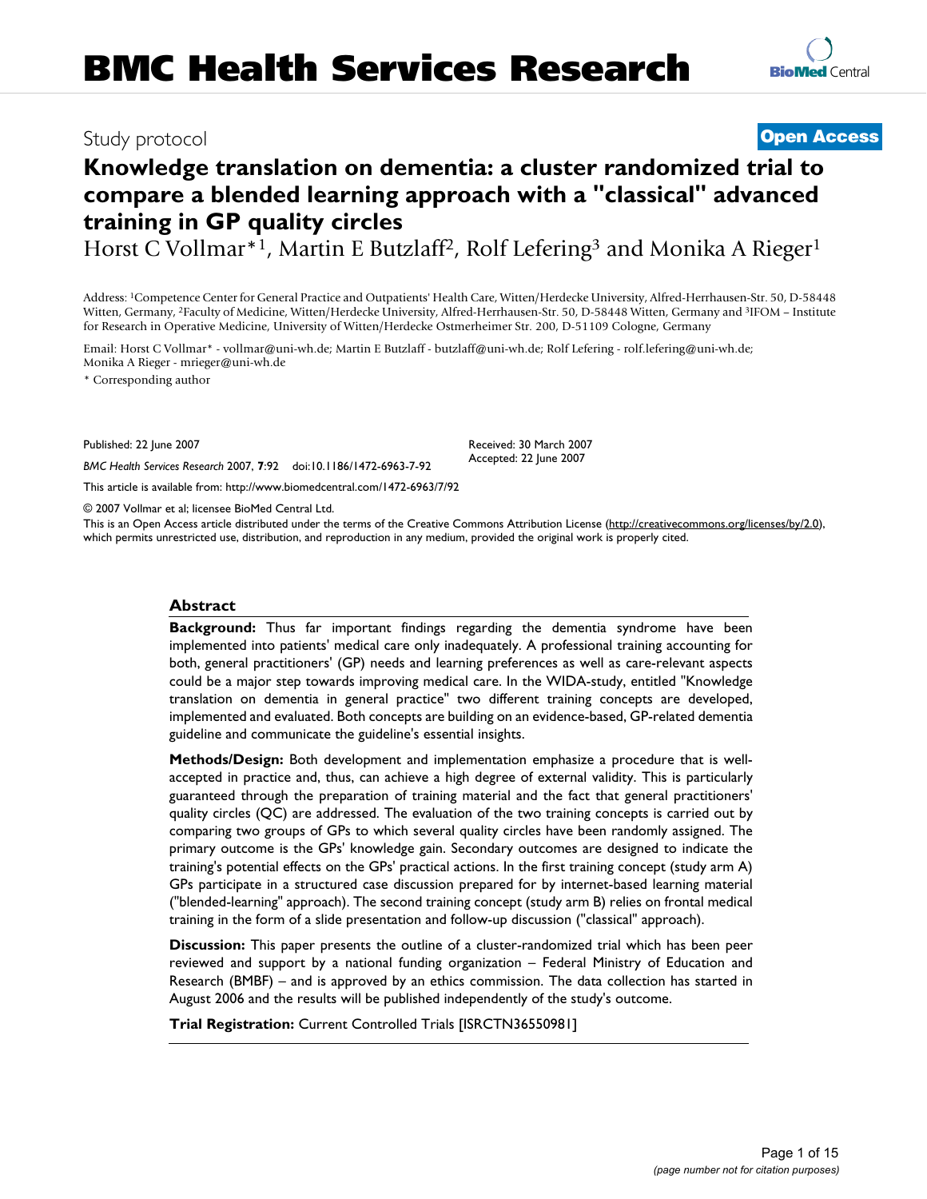# BMC Health Services Research

Study protocol

**Open Access**

# Knowledge translation on dementia: a cluster randomized trial to compare a blended learning approach with a "classical" advanced training in GP quality circles

Horst C Vollmar*[1], Martin E Butzlaff[2], Rolf Lefering[3] and Monika A Rieger[1]

Address: [1]Competence Center for General Practice and Outpatients' Health Care, Witten/Herdecke University, Alfred-Herrhausen-Str. 50, D-58448 Witten, Germany, [2]Faculty of Medicine, Witten/Herdecke University, Alfred-Herrhausen-Str. 50, D-58448 Witten, Germany and [3]IFOM – Institute for Research in Operative Medicine, University of Witten/Herdecke Ostmerheimer Str. 200, D-51109 Cologne, Germany

Email: Horst C Vollmar* - vollmar@uni-wh.de; Martin E Butzlaff - butzlaff@uni-wh.de; Rolf Lefering - rolf.lefering@uni-wh.de; Monika A Rieger - mrieger@uni-wh.de

\* Corresponding author

Published: 22 June 2007

*BMC Health Services Research* 2007, **7**:92 doi:10.1186/1472-6963-7-92

Received: 30 March 2007
Accepted: 22 June 2007

This article is available from: http://www.biomedcentral.com/1472-6963/7/92

© 2007 Vollmar et al; licensee BioMed Central Ltd.

This is an Open Access article distributed under the terms of the Creative Commons Attribution License (http://creativecommons.org/licenses/by/2.0), which permits unrestricted use, distribution, and reproduction in any medium, provided the original work is properly cited.

## Abstract

**Background:** Thus far important findings regarding the dementia syndrome have been implemented into patients' medical care only inadequately. A professional training accounting for both, general practitioners' (GP) needs and learning preferences as well as care-relevant aspects could be a major step towards improving medical care. In the WIDA-study, entitled "Knowledge translation on dementia in general practice" two different training concepts are developed, implemented and evaluated. Both concepts are building on an evidence-based, GP-related dementia guideline and communicate the guideline's essential insights.

**Methods/Design:** Both development and implementation emphasize a procedure that is well-accepted in practice and, thus, can achieve a high degree of external validity. This is particularly guaranteed through the preparation of training material and the fact that general practitioners' quality circles (QC) are addressed. The evaluation of the two training concepts is carried out by comparing two groups of GPs to which several quality circles have been randomly assigned. The primary outcome is the GPs' knowledge gain. Secondary outcomes are designed to indicate the training's potential effects on the GPs' practical actions. In the first training concept (study arm A) GPs participate in a structured case discussion prepared for by internet-based learning material ("blended-learning" approach). The second training concept (study arm B) relies on frontal medical training in the form of a slide presentation and follow-up discussion ("classical" approach).

**Discussion:** This paper presents the outline of a cluster-randomized trial which has been peer reviewed and support by a national funding organization – Federal Ministry of Education and Research (BMBF) – and is approved by an ethics commission. The data collection has started in August 2006 and the results will be published independently of the study's outcome.

**Trial Registration:** Current Controlled Trials [ISRCTN36550981]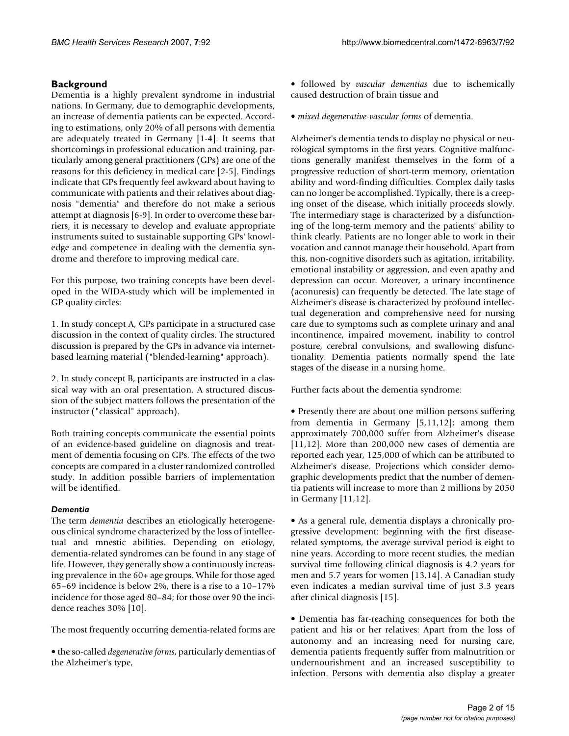## Background

Dementia is a highly prevalent syndrome in industrial nations. In Germany, due to demographic developments, an increase of dementia patients can be expected. According to estimations, only 20% of all persons with dementia are adequately treated in Germany [1-4]. It seems that shortcomings in professional education and training, particularly among general practitioners (GPs) are one of the reasons for this deficiency in medical care [2-5]. Findings indicate that GPs frequently feel awkward about having to communicate with patients and their relatives about diagnosis "dementia" and therefore do not make a serious attempt at diagnosis [6-9]. In order to overcome these barriers, it is necessary to develop and evaluate appropriate instruments suited to sustainable supporting GPs' knowledge and competence in dealing with the dementia syndrome and therefore to improving medical care.

For this purpose, two training concepts have been developed in the WIDA-study which will be implemented in GP quality circles:

1. In study concept A, GPs participate in a structured case discussion in the context of quality circles. The structured discussion is prepared by the GPs in advance via internet-based learning material ("blended-learning" approach).

2. In study concept B, participants are instructed in a classical way with an oral presentation. A structured discussion of the subject matters follows the presentation of the instructor ("classical" approach).

Both training concepts communicate the essential points of an evidence-based guideline on diagnosis and treatment of dementia focusing on GPs. The effects of the two concepts are compared in a cluster randomized controlled study. In addition possible barriers of implementation will be identified.

### *Dementia*

The term *dementia* describes an etiologically heterogeneous clinical syndrome characterized by the loss of intellectual and mnestic abilities. Depending on etiology, dementia-related syndromes can be found in any stage of life. However, they generally show a continuously increasing prevalence in the 60+ age groups. While for those aged 65–69 incidence is below 2%, there is a rise to a 10–17% incidence for those aged 80–84; for those over 90 the incidence reaches 30% [10].

The most frequently occurring dementia-related forms are

- the so-called *degenerative forms*, particularly dementias of the Alzheimer's type,
- followed by *vascular dementias* due to ischemically caused destruction of brain tissue and
- *mixed degenerative-vascular forms* of dementia.

Alzheimer's dementia tends to display no physical or neurological symptoms in the first years. Cognitive malfunctions generally manifest themselves in the form of a progressive reduction of short-term memory, orientation ability and word-finding difficulties. Complex daily tasks can no longer be accomplished. Typically, there is a creeping onset of the disease, which initially proceeds slowly. The intermediary stage is characterized by a disfunctioning of the long-term memory and the patients' ability to think clearly. Patients are no longer able to work in their vocation and cannot manage their household. Apart from this, non-cognitive disorders such as agitation, irritability, emotional instability or aggression, and even apathy and depression can occur. Moreover, a urinary incontinence (aconuresis) can frequently be detected. The late stage of Alzheimer's disease is characterized by profound intellectual degeneration and comprehensive need for nursing care due to symptoms such as complete urinary and anal incontinence, impaired movement, inability to control posture, cerebral convulsions, and swallowing disfunctionality. Dementia patients normally spend the late stages of the disease in a nursing home.

Further facts about the dementia syndrome:

- Presently there are about one million persons suffering from dementia in Germany [5,11,12]; among them approximately 700,000 suffer from Alzheimer's disease [11,12]. More than 200,000 new cases of dementia are reported each year, 125,000 of which can be attributed to Alzheimer's disease. Projections which consider demographic developments predict that the number of dementia patients will increase to more than 2 millions by 2050 in Germany [11,12].

- As a general rule, dementia displays a chronically progressive development: beginning with the first disease-related symptoms, the average survival period is eight to nine years. According to more recent studies, the median survival time following clinical diagnosis is 4.2 years for men and 5.7 years for women [13,14]. A Canadian study even indicates a median survival time of just 3.3 years after clinical diagnosis [15].

- Dementia has far-reaching consequences for both the patient and his or her relatives: Apart from the loss of autonomy and an increasing need for nursing care, dementia patients frequently suffer from malnutrition or undernourishment and an increased susceptibility to infection. Persons with dementia also display a greater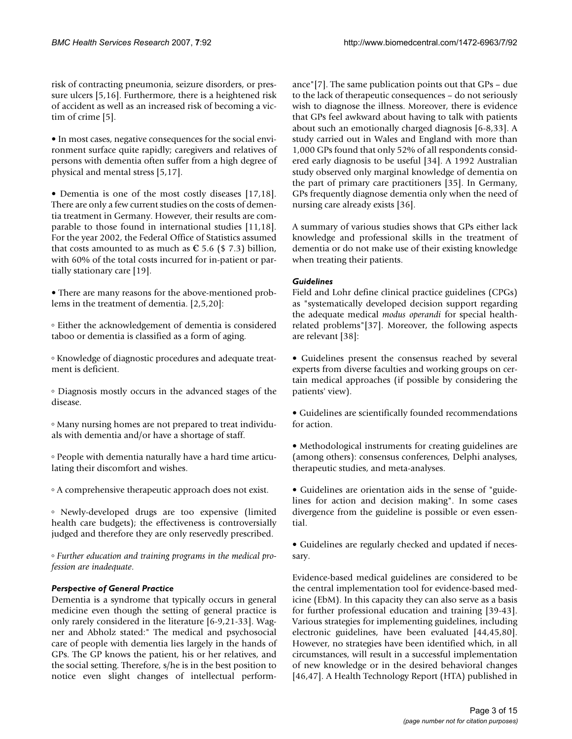risk of contracting pneumonia, seizure disorders, or pressure ulcers [5,16]. Furthermore, there is a heightened risk of accident as well as an increased risk of becoming a victim of crime [5].

- In most cases, negative consequences for the social environment surface quite rapidly; caregivers and relatives of persons with dementia often suffer from a high degree of physical and mental stress [5,17].

- Dementia is one of the most costly diseases [17,18]. There are only a few current studies on the costs of dementia treatment in Germany. However, their results are comparable to those found in international studies [11,18]. For the year 2002, the Federal Office of Statistics assumed that costs amounted to as much as € 5.6 ($ 7.3) billion, with 60% of the total costs incurred for in-patient or partially stationary care [19].

- There are many reasons for the above-mentioned problems in the treatment of dementia. [2,5,20]:

  ◦ Either the acknowledgement of dementia is considered taboo or dementia is classified as a form of aging.

  ◦ Knowledge of diagnostic procedures and adequate treatment is deficient.

  ◦ Diagnosis mostly occurs in the advanced stages of the disease.

  ◦ Many nursing homes are not prepared to treat individuals with dementia and/or have a shortage of staff.

  ◦ People with dementia naturally have a hard time articulating their discomfort and wishes.

  ◦ A comprehensive therapeutic approach does not exist.

  ◦ Newly-developed drugs are too expensive (limited health care budgets); the effectiveness is controversially judged and therefore they are only reservedly prescribed.

  ◦ *Further education and training programs in the medical profession are inadequate*.

### *Perspective of General Practice*

Dementia is a syndrome that typically occurs in general medicine even though the setting of general practice is only rarely considered in the literature [6-9,21-33]. Wagner and Abholz stated:" The medical and psychosocial care of people with dementia lies largely in the hands of GPs. The GP knows the patient, his or her relatives, and the social setting. Therefore, s/he is in the best position to notice even slight changes of intellectual performance"[7]. The same publication points out that GPs – due to the lack of therapeutic consequences – do not seriously wish to diagnose the illness. Moreover, there is evidence that GPs feel awkward about having to talk with patients about such an emotionally charged diagnosis [6-8,33]. A study carried out in Wales and England with more than 1,000 GPs found that only 52% of all respondents considered early diagnosis to be useful [34]. A 1992 Australian study observed only marginal knowledge of dementia on the part of primary care practitioners [35]. In Germany, GPs frequently diagnose dementia only when the need of nursing care already exists [36].

A summary of various studies shows that GPs either lack knowledge and professional skills in the treatment of dementia or do not make use of their existing knowledge when treating their patients.

### *Guidelines*

Field and Lohr define clinical practice guidelines (CPGs) as "systematically developed decision support regarding the adequate medical *modus operandi* for special health-related problems"[37]. Moreover, the following aspects are relevant [38]:

- Guidelines present the consensus reached by several experts from diverse faculties and working groups on certain medical approaches (if possible by considering the patients' view).

- Guidelines are scientifically founded recommendations for action.

- Methodological instruments for creating guidelines are (among others): consensus conferences, Delphi analyses, therapeutic studies, and meta-analyses.

- Guidelines are orientation aids in the sense of "guidelines for action and decision making". In some cases divergence from the guideline is possible or even essential.

- Guidelines are regularly checked and updated if necessary.

Evidence-based medical guidelines are considered to be the central implementation tool for evidence-based medicine (EbM). In this capacity they can also serve as a basis for further professional education and training [39-43]. Various strategies for implementing guidelines, including electronic guidelines, have been evaluated [44,45,80]. However, no strategies have been identified which, in all circumstances, will result in a successful implementation of new knowledge or in the desired behavioral changes [46,47]. A Health Technology Report (HTA) published in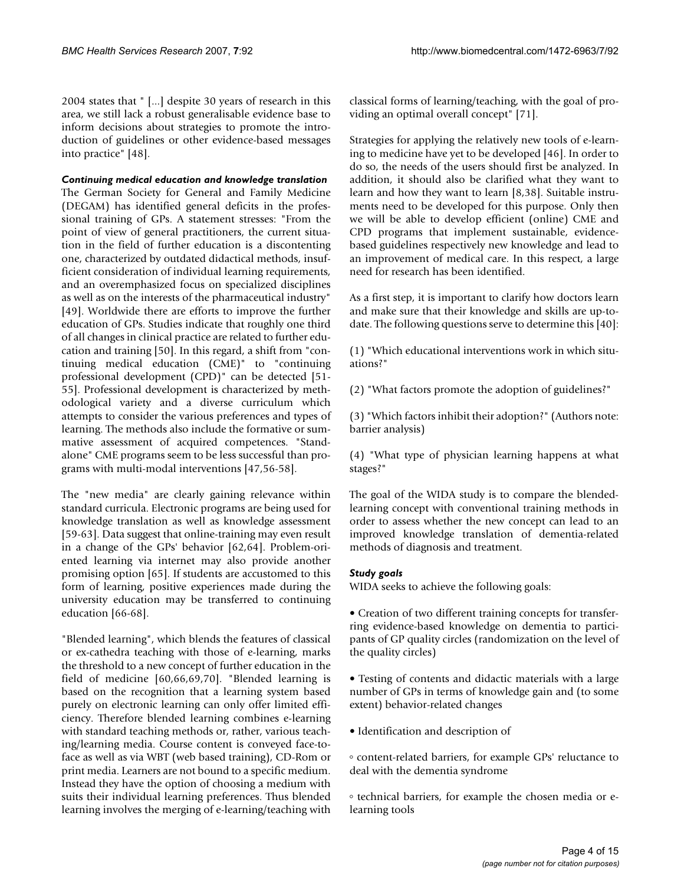2004 states that " [...] despite 30 years of research in this area, we still lack a robust generalisable evidence base to inform decisions about strategies to promote the introduction of guidelines or other evidence-based messages into practice" [48].

#### *Continuing medical education and knowledge translation*

The German Society for General and Family Medicine (DEGAM) has identified general deficits in the professional training of GPs. A statement stresses: "From the point of view of general practitioners, the current situation in the field of further education is a discontenting one, characterized by outdated didactical methods, insufficient consideration of individual learning requirements, and an overemphasized focus on specialized disciplines as well as on the interests of the pharmaceutical industry" [49]. Worldwide there are efforts to improve the further education of GPs. Studies indicate that roughly one third of all changes in clinical practice are related to further education and training [50]. In this regard, a shift from "continuing medical education (CME)" to "continuing professional development (CPD)" can be detected [51-55]. Professional development is characterized by methodological variety and a diverse curriculum which attempts to consider the various preferences and types of learning. The methods also include the formative or summative assessment of acquired competences. "Stand-alone" CME programs seem to be less successful than programs with multi-modal interventions [47,56-58].

The "new media" are clearly gaining relevance within standard curricula. Electronic programs are being used for knowledge translation as well as knowledge assessment [59-63]. Data suggest that online-training may even result in a change of the GPs' behavior [62,64]. Problem-oriented learning via internet may also provide another promising option [65]. If students are accustomed to this form of learning, positive experiences made during the university education may be transferred to continuing education [66-68].

"Blended learning", which blends the features of classical or ex-cathedra teaching with those of e-learning, marks the threshold to a new concept of further education in the field of medicine [60,66,69,70]. "Blended learning is based on the recognition that a learning system based purely on electronic learning can only offer limited efficiency. Therefore blended learning combines e-learning with standard teaching methods or, rather, various teaching/learning media. Course content is conveyed face-to-face as well as via WBT (web based training), CD-Rom or print media. Learners are not bound to a specific medium. Instead they have the option of choosing a medium with suits their individual learning preferences. Thus blended learning involves the merging of e-learning/teaching with classical forms of learning/teaching, with the goal of providing an optimal overall concept" [71].

Strategies for applying the relatively new tools of e-learning to medicine have yet to be developed [46]. In order to do so, the needs of the users should first be analyzed. In addition, it should also be clarified what they want to learn and how they want to learn [8,38]. Suitable instruments need to be developed for this purpose. Only then we will be able to develop efficient (online) CME and CPD programs that implement sustainable, evidence-based guidelines respectively new knowledge and lead to an improvement of medical care. In this respect, a large need for research has been identified.

As a first step, it is important to clarify how doctors learn and make sure that their knowledge and skills are up-to-date. The following questions serve to determine this [40]:

(1) "Which educational interventions work in which situations?"

(2) "What factors promote the adoption of guidelines?"

(3) "Which factors inhibit their adoption?" (Authors note: barrier analysis)

(4) "What type of physician learning happens at what stages?"

The goal of the WIDA study is to compare the blended-learning concept with conventional training methods in order to assess whether the new concept can lead to an improved knowledge translation of dementia-related methods of diagnosis and treatment.

#### *Study goals*

WIDA seeks to achieve the following goals:

• Creation of two different training concepts for transferring evidence-based knowledge on dementia to participants of GP quality circles (randomization on the level of the quality circles)

• Testing of contents and didactic materials with a large number of GPs in terms of knowledge gain and (to some extent) behavior-related changes

• Identification and description of

◦ content-related barriers, for example GPs' reluctance to deal with the dementia syndrome

◦ technical barriers, for example the chosen media or e-learning tools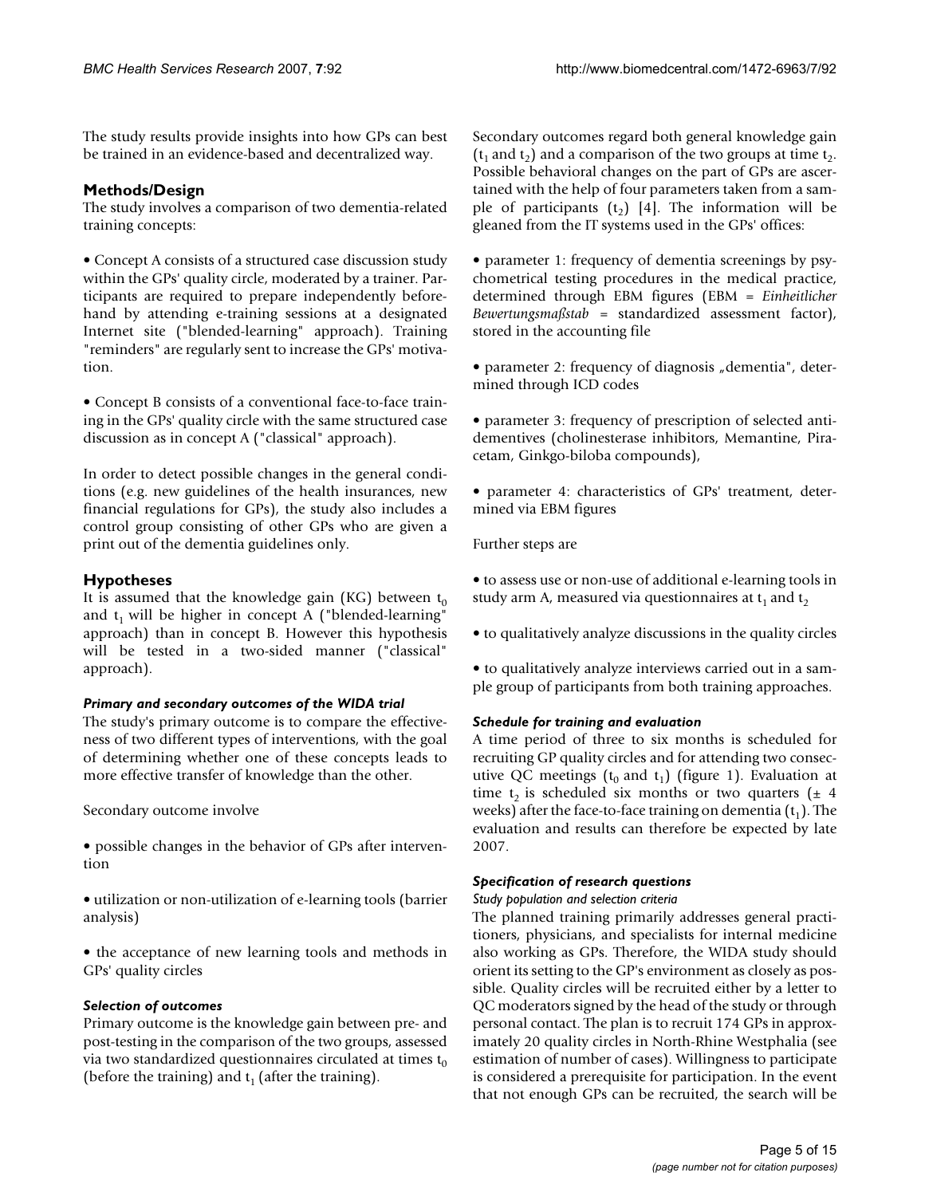The study results provide insights into how GPs can best be trained in an evidence-based and decentralized way.

## Methods/Design

The study involves a comparison of two dementia-related training concepts:

- Concept A consists of a structured case discussion study within the GPs' quality circle, moderated by a trainer. Participants are required to prepare independently beforehand by attending e-training sessions at a designated Internet site ("blended-learning" approach). Training "reminders" are regularly sent to increase the GPs' motivation.

- Concept B consists of a conventional face-to-face training in the GPs' quality circle with the same structured case discussion as in concept A ("classical" approach).

In order to detect possible changes in the general conditions (e.g. new guidelines of the health insurances, new financial regulations for GPs), the study also includes a control group consisting of other GPs who are given a print out of the dementia guidelines only.

## Hypotheses

It is assumed that the knowledge gain (KG) between $t_0$ and $t_1$ will be higher in concept A ("blended-learning" approach) than in concept B. However this hypothesis will be tested in a two-sided manner ("classical" approach).

### *Primary and secondary outcomes of the WIDA trial*

The study's primary outcome is to compare the effectiveness of two different types of interventions, with the goal of determining whether one of these concepts leads to more effective transfer of knowledge than the other.

Secondary outcome involve

- possible changes in the behavior of GPs after intervention

- utilization or non-utilization of e-learning tools (barrier analysis)

- the acceptance of new learning tools and methods in GPs' quality circles

### *Selection of outcomes*

Primary outcome is the knowledge gain between pre- and post-testing in the comparison of the two groups, assessed via two standardized questionnaires circulated at times $t_0$ (before the training) and $t_1$ (after the training).

Secondary outcomes regard both general knowledge gain ($t_1$ and $t_2$) and a comparison of the two groups at time $t_2$. Possible behavioral changes on the part of GPs are ascertained with the help of four parameters taken from a sample of participants ($t_2$) [4]. The information will be gleaned from the IT systems used in the GPs' offices:

- parameter 1: frequency of dementia screenings by psychometrical testing procedures in the medical practice, determined through EBM figures (EBM = *Einheitlicher Bewertungsmaßstab* = standardized assessment factor), stored in the accounting file

- parameter 2: frequency of diagnosis „dementia", determined through ICD codes

- parameter 3: frequency of prescription of selected antidementives (cholinesterase inhibitors, Memantine, Piracetam, Ginkgo-biloba compounds),

- parameter 4: characteristics of GPs' treatment, determined via EBM figures

Further steps are

- to assess use or non-use of additional e-learning tools in study arm A, measured via questionnaires at $t_1$ and $t_2$

- to qualitatively analyze discussions in the quality circles

- to qualitatively analyze interviews carried out in a sample group of participants from both training approaches.

### *Schedule for training and evaluation*

A time period of three to six months is scheduled for recruiting GP quality circles and for attending two consecutive QC meetings ($t_0$ and $t_1$) (figure 1). Evaluation at time $t_2$ is scheduled six months or two quarters (± 4 weeks) after the face-to-face training on dementia ($t_1$). The evaluation and results can therefore be expected by late 2007.

### *Specification of research questions*

#### *Study population and selection criteria*

The planned training primarily addresses general practitioners, physicians, and specialists for internal medicine also working as GPs. Therefore, the WIDA study should orient its setting to the GP's environment as closely as possible. Quality circles will be recruited either by a letter to QC moderators signed by the head of the study or through personal contact. The plan is to recruit 174 GPs in approximately 20 quality circles in North-Rhine Westphalia (see estimation of number of cases). Willingness to participate is considered a prerequisite for participation. In the event that not enough GPs can be recruited, the search will be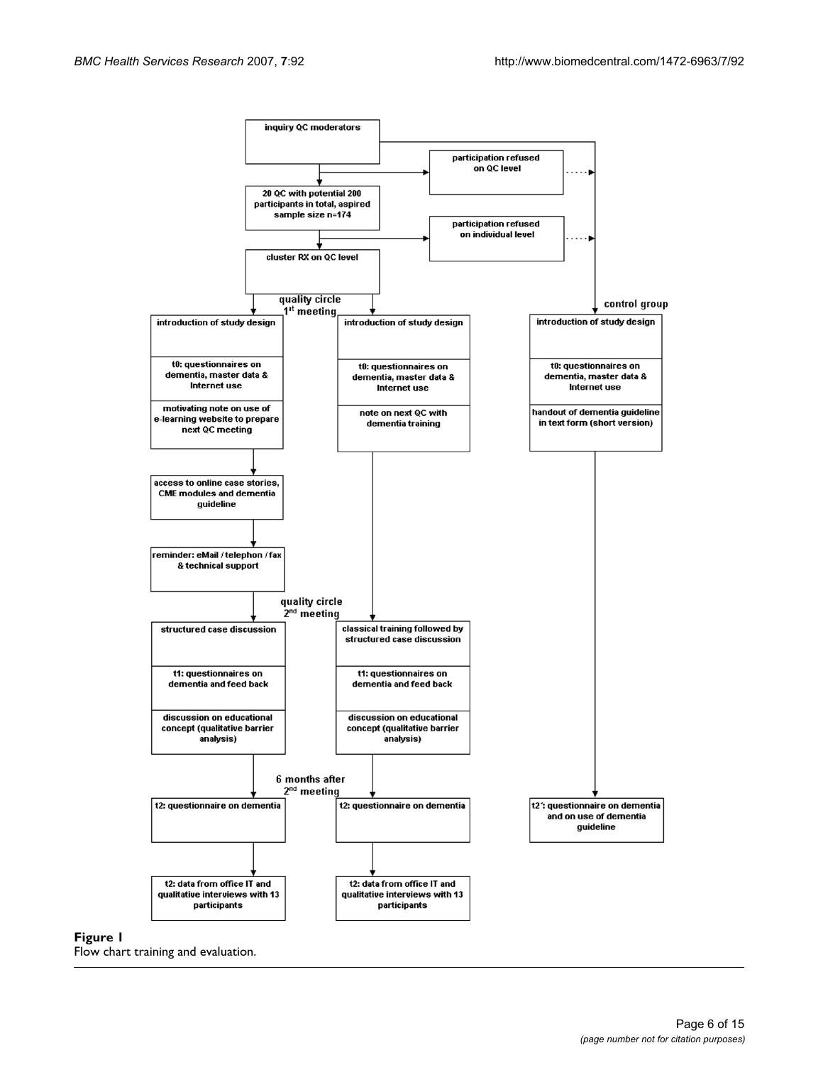inquiry QC moderators

participation refused on QC level

20 QC with potential 200 participants in total, aspired sample size n=174

participation refused on individual level

cluster RX on QC level

quality circle 1[st] meeting

control group

introduction of study design

t0: questionnaires on dementia, master data & Internet use

motivating note on use of e-learning website to prepare next QC meeting

introduction of study design

t0: questionnaires on dementia, master data & Internet use

note on next QC with dementia training

introduction of study design

t0: questionnaires on dementia, master data & Internet use

handout of dementia guideline in text form (short version)

access to online case stories, CME modules and dementia guideline

reminder: eMail / telephon / fax & technical support

quality circle 2[nd] meeting

structured case discussion

t1: questionnaires on dementia and feed back

discussion on educational concept (qualitative barrier analysis)

classical training followed by structured case discussion

t1: questionnaires on dementia and feed back

discussion on educational concept (qualitative barrier analysis)

6 months after 2[nd] meeting

t2: questionnaire on dementia

t2: questionnaire on dementia

t2´: questionnaire on dementia and on use of dementia guideline

t2: data from office IT and qualitative interviews with 13 participants

t2: data from office IT and qualitative interviews with 13 participants

**Figure 1**
Flow chart training and evaluation.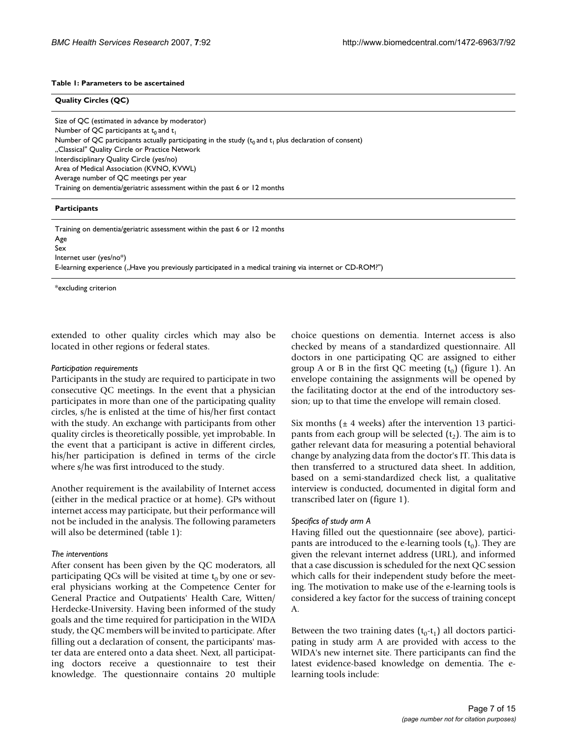**Table 1: Parameters to be ascertained**

| **Quality Circles (QC)** |
| --- |
| Size of QC (estimated in advance by moderator) |
| Number of QC participants at $t_0$ and $t_1$ |
| Number of QC participants actually participating in the study ($t_0$ and $t_1$ plus declaration of consent) |
| „Classical" Quality Circle or Practice Network |
| Interdisciplinary Quality Circle (yes/no) |
| Area of Medical Association (KVNO, KVWL) |
| Average number of QC meetings per year |
| Training on dementia/geriatric assessment within the past 6 or 12 months |
| **Participants** |
| Training on dementia/geriatric assessment within the past 6 or 12 months |
| Age |
| Sex |
| Internet user (yes/no*) |
| E-learning experience („Have you previously participated in a medical training via internet or CD-ROM?") |

*excluding criterion

extended to other quality circles which may also be located in other regions or federal states.

### *Participation requirements*

Participants in the study are required to participate in two consecutive QC meetings. In the event that a physician participates in more than one of the participating quality circles, s/he is enlisted at the time of his/her first contact with the study. An exchange with participants from other quality circles is theoretically possible, yet improbable. In the event that a participant is active in different circles, his/her participation is defined in terms of the circle where s/he was first introduced to the study.

Another requirement is the availability of Internet access (either in the medical practice or at home). GPs without internet access may participate, but their performance will not be included in the analysis. The following parameters will also be determined (table 1):

### *The interventions*

After consent has been given by the QC moderators, all participating QCs will be visited at time $t_0$ by one or several physicians working at the Competence Center for General Practice and Outpatients' Health Care, Witten/Herdecke-University. Having been informed of the study goals and the time required for participation in the WIDA study, the QC members will be invited to participate. After filling out a declaration of consent, the participants' master data are entered onto a data sheet. Next, all participating doctors receive a questionnaire to test their knowledge. The questionnaire contains 20 multiple choice questions on dementia. Internet access is also checked by means of a standardized questionnaire. All doctors in one participating QC are assigned to either group A or B in the first QC meeting ($t_0$) (figure 1). An envelope containing the assignments will be opened by the facilitating doctor at the end of the introductory session; up to that time the envelope will remain closed.

Six months (± 4 weeks) after the intervention 13 participants from each group will be selected ($t_2$). The aim is to gather relevant data for measuring a potential behavioral change by analyzing data from the doctor's IT. This data is then transferred to a structured data sheet. In addition, based on a semi-standardized check list, a qualitative interview is conducted, documented in digital form and transcribed later on (figure 1).

### *Specifics of study arm A*

Having filled out the questionnaire (see above), participants are introduced to the e-learning tools ($t_0$). They are given the relevant internet address (URL), and informed that a case discussion is scheduled for the next QC session which calls for their independent study before the meeting. The motivation to make use of the e-learning tools is considered a key factor for the success of training concept A.

Between the two training dates ($t_0$-$t_1$) all doctors participating in study arm A are provided with access to the WIDA's new internet site. There participants can find the latest evidence-based knowledge on dementia. The e-learning tools include: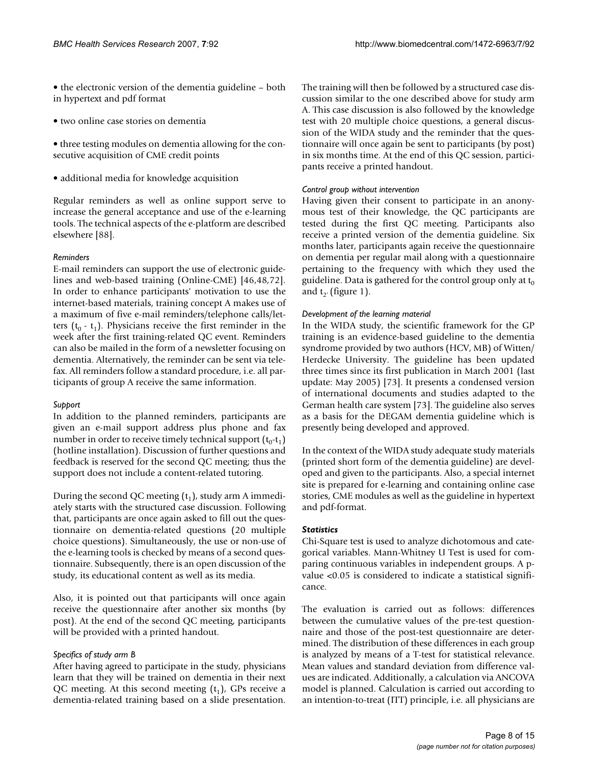- the electronic version of the dementia guideline – both in hypertext and pdf format
- two online case stories on dementia
- three testing modules on dementia allowing for the consecutive acquisition of CME credit points
- additional media for knowledge acquisition

Regular reminders as well as online support serve to increase the general acceptance and use of the e-learning tools. The technical aspects of the e-platform are described elsewhere [88].

#### *Reminders*

E-mail reminders can support the use of electronic guidelines and web-based training (Online-CME) [46,48,72]. In order to enhance participants' motivation to use the internet-based materials, training concept A makes use of a maximum of five e-mail reminders/telephone calls/letters ($t_0$ - $t_1$). Physicians receive the first reminder in the week after the first training-related QC event. Reminders can also be mailed in the form of a newsletter focusing on dementia. Alternatively, the reminder can be sent via telefax. All reminders follow a standard procedure, i.e. all participants of group A receive the same information.

#### *Support*

In addition to the planned reminders, participants are given an e-mail support address plus phone and fax number in order to receive timely technical support ($t_0$-$t_1$) (hotline installation). Discussion of further questions and feedback is reserved for the second QC meeting; thus the support does not include a content-related tutoring.

During the second QC meeting ($t_1$), study arm A immediately starts with the structured case discussion. Following that, participants are once again asked to fill out the questionnaire on dementia-related questions (20 multiple choice questions). Simultaneously, the use or non-use of the e-learning tools is checked by means of a second questionnaire. Subsequently, there is an open discussion of the study, its educational content as well as its media.

Also, it is pointed out that participants will once again receive the questionnaire after another six months (by post). At the end of the second QC meeting, participants will be provided with a printed handout.

#### *Specifics of study arm B*

After having agreed to participate in the study, physicians learn that they will be trained on dementia in their next QC meeting. At this second meeting ($t_1$), GPs receive a dementia-related training based on a slide presentation. The training will then be followed by a structured case discussion similar to the one described above for study arm A. This case discussion is also followed by the knowledge test with 20 multiple choice questions, a general discussion of the WIDA study and the reminder that the questionnaire will once again be sent to participants (by post) in six months time. At the end of this QC session, participants receive a printed handout.

#### *Control group without intervention*

Having given their consent to participate in an anonymous test of their knowledge, the QC participants are tested during the first QC meeting. Participants also receive a printed version of the dementia guideline. Six months later, participants again receive the questionnaire on dementia per regular mail along with a questionnaire pertaining to the frequency with which they used the guideline. Data is gathered for the control group only at $t_0$ and $t_{2'}$ (figure 1).

#### *Development of the learning material*

In the WIDA study, the scientific framework for the GP training is an evidence-based guideline to the dementia syndrome provided by two authors (HCV, MB) of Witten/Herdecke University. The guideline has been updated three times since its first publication in March 2001 (last update: May 2005) [73]. It presents a condensed version of international documents and studies adapted to the German health care system [73]. The guideline also serves as a basis for the DEGAM dementia guideline which is presently being developed and approved.

In the context of the WIDA study adequate study materials (printed short form of the dementia guideline) are developed and given to the participants. Also, a special internet site is prepared for e-learning and containing online case stories, CME modules as well as the guideline in hypertext and pdf-format.

### *Statistics*

Chi-Square test is used to analyze dichotomous and categorical variables. Mann-Whitney U Test is used for comparing continuous variables in independent groups. A p-value <0.05 is considered to indicate a statistical significance.

The evaluation is carried out as follows: differences between the cumulative values of the pre-test questionnaire and those of the post-test questionnaire are determined. The distribution of these differences in each group is analyzed by means of a T-test for statistical relevance. Mean values and standard deviation from difference values are indicated. Additionally, a calculation via ANCOVA model is planned. Calculation is carried out according to an intention-to-treat (ITT) principle, i.e. all physicians are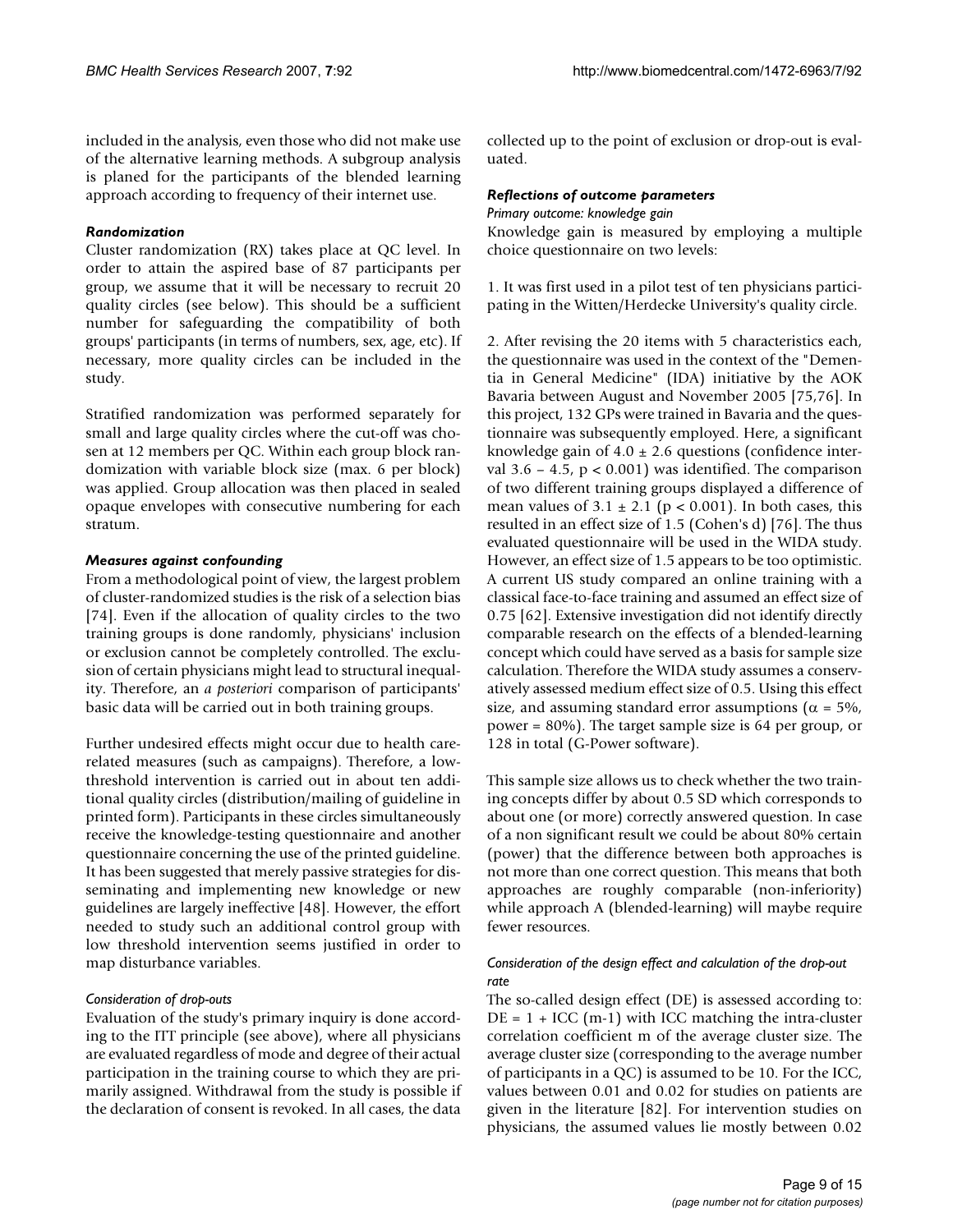included in the analysis, even those who did not make use of the alternative learning methods. A subgroup analysis is planed for the participants of the blended learning approach according to frequency of their internet use.

### *Randomization*

Cluster randomization (RX) takes place at QC level. In order to attain the aspired base of 87 participants per group, we assume that it will be necessary to recruit 20 quality circles (see below). This should be a sufficient number for safeguarding the compatibility of both groups' participants (in terms of numbers, sex, age, etc). If necessary, more quality circles can be included in the study.

Stratified randomization was performed separately for small and large quality circles where the cut-off was chosen at 12 members per QC. Within each group block randomization with variable block size (max. 6 per block) was applied. Group allocation was then placed in sealed opaque envelopes with consecutive numbering for each stratum.

### *Measures against confounding*

From a methodological point of view, the largest problem of cluster-randomized studies is the risk of a selection bias [74]. Even if the allocation of quality circles to the two training groups is done randomly, physicians' inclusion or exclusion cannot be completely controlled. The exclusion of certain physicians might lead to structural inequality. Therefore, an *a posteriori* comparison of participants' basic data will be carried out in both training groups.

Further undesired effects might occur due to health care-related measures (such as campaigns). Therefore, a low-threshold intervention is carried out in about ten additional quality circles (distribution/mailing of guideline in printed form). Participants in these circles simultaneously receive the knowledge-testing questionnaire and another questionnaire concerning the use of the printed guideline. It has been suggested that merely passive strategies for disseminating and implementing new knowledge or new guidelines are largely ineffective [48]. However, the effort needed to study such an additional control group with low threshold intervention seems justified in order to map disturbance variables.

#### *Consideration of drop-outs*

Evaluation of the study's primary inquiry is done according to the ITT principle (see above), where all physicians are evaluated regardless of mode and degree of their actual participation in the training course to which they are primarily assigned. Withdrawal from the study is possible if the declaration of consent is revoked. In all cases, the data collected up to the point of exclusion or drop-out is evaluated.

### *Reflections of outcome parameters*

#### *Primary outcome: knowledge gain*

Knowledge gain is measured by employing a multiple choice questionnaire on two levels:

1. It was first used in a pilot test of ten physicians participating in the Witten/Herdecke University's quality circle.

2. After revising the 20 items with 5 characteristics each, the questionnaire was used in the context of the "Dementia in General Medicine" (IDA) initiative by the AOK Bavaria between August and November 2005 [75,76]. In this project, 132 GPs were trained in Bavaria and the questionnaire was subsequently employed. Here, a significant knowledge gain of $4.0 \pm 2.6$ questions (confidence interval 3.6 – 4.5, $p < 0.001$) was identified. The comparison of two different training groups displayed a difference of mean values of $3.1 \pm 2.1$ ($p < 0.001$). In both cases, this resulted in an effect size of 1.5 (Cohen's d) [76]. The thus evaluated questionnaire will be used in the WIDA study. However, an effect size of 1.5 appears to be too optimistic. A current US study compared an online training with a classical face-to-face training and assumed an effect size of 0.75 [62]. Extensive investigation did not identify directly comparable research on the effects of a blended-learning concept which could have served as a basis for sample size calculation. Therefore the WIDA study assumes a conservatively assessed medium effect size of 0.5. Using this effect size, and assuming standard error assumptions ($\alpha = 5\%$, power = 80%). The target sample size is 64 per group, or 128 in total (G-Power software).

This sample size allows us to check whether the two training concepts differ by about 0.5 SD which corresponds to about one (or more) correctly answered question. In case of a non significant result we could be about 80% certain (power) that the difference between both approaches is not more than one correct question. This means that both approaches are roughly comparable (non-inferiority) while approach A (blended-learning) will maybe require fewer resources.

#### *Consideration of the design effect and calculation of the drop-out rate*

The so-called design effect (DE) is assessed according to: $DE = 1 + ICC (m-1)$ with ICC matching the intra-cluster correlation coefficient m of the average cluster size. The average cluster size (corresponding to the average number of participants in a QC) is assumed to be 10. For the ICC, values between 0.01 and 0.02 for studies on patients are given in the literature [82]. For intervention studies on physicians, the assumed values lie mostly between 0.02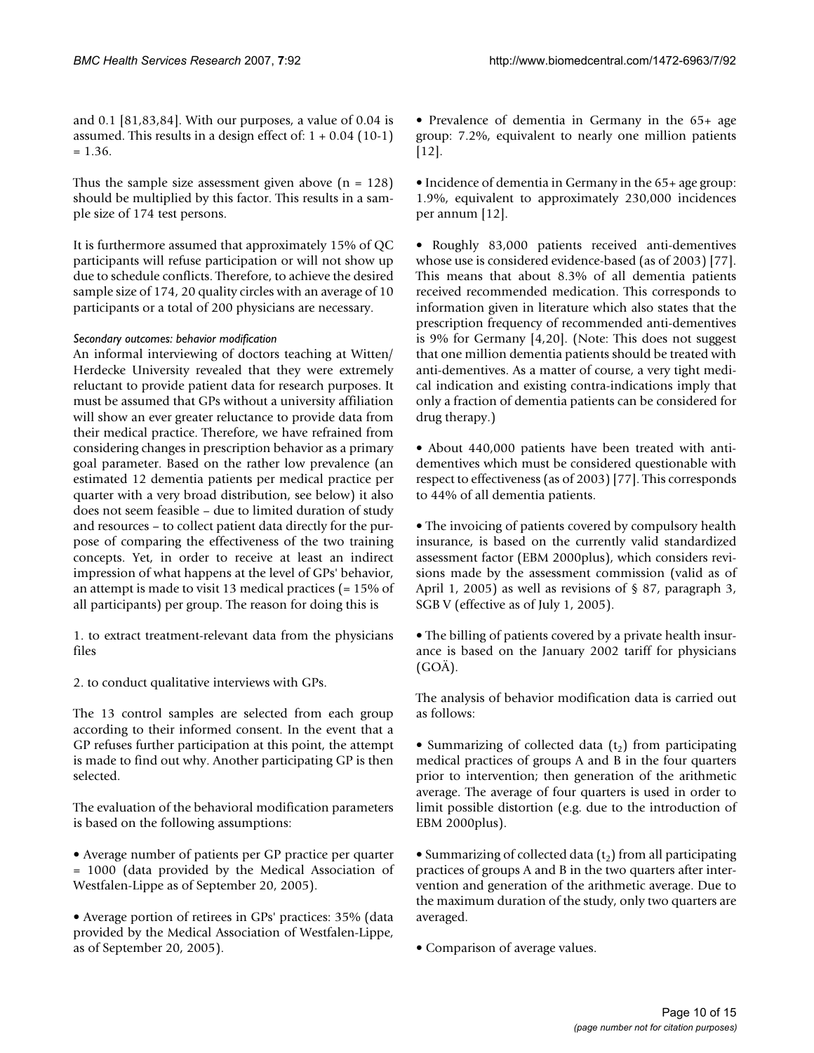and 0.1 [81,83,84]. With our purposes, a value of 0.04 is assumed. This results in a design effect of: 1 + 0.04 (10-1) = 1.36.

Thus the sample size assessment given above (n = 128) should be multiplied by this factor. This results in a sample size of 174 test persons.

It is furthermore assumed that approximately 15% of QC participants will refuse participation or will not show up due to schedule conflicts. Therefore, to achieve the desired sample size of 174, 20 quality circles with an average of 10 participants or a total of 200 physicians are necessary.

*Secondary outcomes: behavior modification*

An informal interviewing of doctors teaching at Witten/Herdecke University revealed that they were extremely reluctant to provide patient data for research purposes. It must be assumed that GPs without a university affiliation will show an ever greater reluctance to provide data from their medical practice. Therefore, we have refrained from considering changes in prescription behavior as a primary goal parameter. Based on the rather low prevalence (an estimated 12 dementia patients per medical practice per quarter with a very broad distribution, see below) it also does not seem feasible – due to limited duration of study and resources – to collect patient data directly for the purpose of comparing the effectiveness of the two training concepts. Yet, in order to receive at least an indirect impression of what happens at the level of GPs' behavior, an attempt is made to visit 13 medical practices (= 15% of all participants) per group. The reason for doing this is

1. to extract treatment-relevant data from the physicians files

2. to conduct qualitative interviews with GPs.

The 13 control samples are selected from each group according to their informed consent. In the event that a GP refuses further participation at this point, the attempt is made to find out why. Another participating GP is then selected.

The evaluation of the behavioral modification parameters is based on the following assumptions:

• Average number of patients per GP practice per quarter = 1000 (data provided by the Medical Association of Westfalen-Lippe as of September 20, 2005).

• Average portion of retirees in GPs' practices: 35% (data provided by the Medical Association of Westfalen-Lippe, as of September 20, 2005).

• Prevalence of dementia in Germany in the 65+ age group: 7.2%, equivalent to nearly one million patients [12].

• Incidence of dementia in Germany in the 65+ age group: 1.9%, equivalent to approximately 230,000 incidences per annum [12].

• Roughly 83,000 patients received anti-dementives whose use is considered evidence-based (as of 2003) [77]. This means that about 8.3% of all dementia patients received recommended medication. This corresponds to information given in literature which also states that the prescription frequency of recommended anti-dementives is 9% for Germany [4,20]. (Note: This does not suggest that one million dementia patients should be treated with anti-dementives. As a matter of course, a very tight medical indication and existing contra-indications imply that only a fraction of dementia patients can be considered for drug therapy.)

• About 440,000 patients have been treated with anti-dementives which must be considered questionable with respect to effectiveness (as of 2003) [77]. This corresponds to 44% of all dementia patients.

• The invoicing of patients covered by compulsory health insurance, is based on the currently valid standardized assessment factor (EBM 2000plus), which considers revisions made by the assessment commission (valid as of April 1, 2005) as well as revisions of § 87, paragraph 3, SGB V (effective as of July 1, 2005).

• The billing of patients covered by a private health insurance is based on the January 2002 tariff for physicians (GOÄ).

The analysis of behavior modification data is carried out as follows:

• Summarizing of collected data ($t_2$) from participating medical practices of groups A and B in the four quarters prior to intervention; then generation of the arithmetic average. The average of four quarters is used in order to limit possible distortion (e.g. due to the introduction of EBM 2000plus).

• Summarizing of collected data ($t_2$) from all participating practices of groups A and B in the two quarters after intervention and generation of the arithmetic average. Due to the maximum duration of the study, only two quarters are averaged.

• Comparison of average values.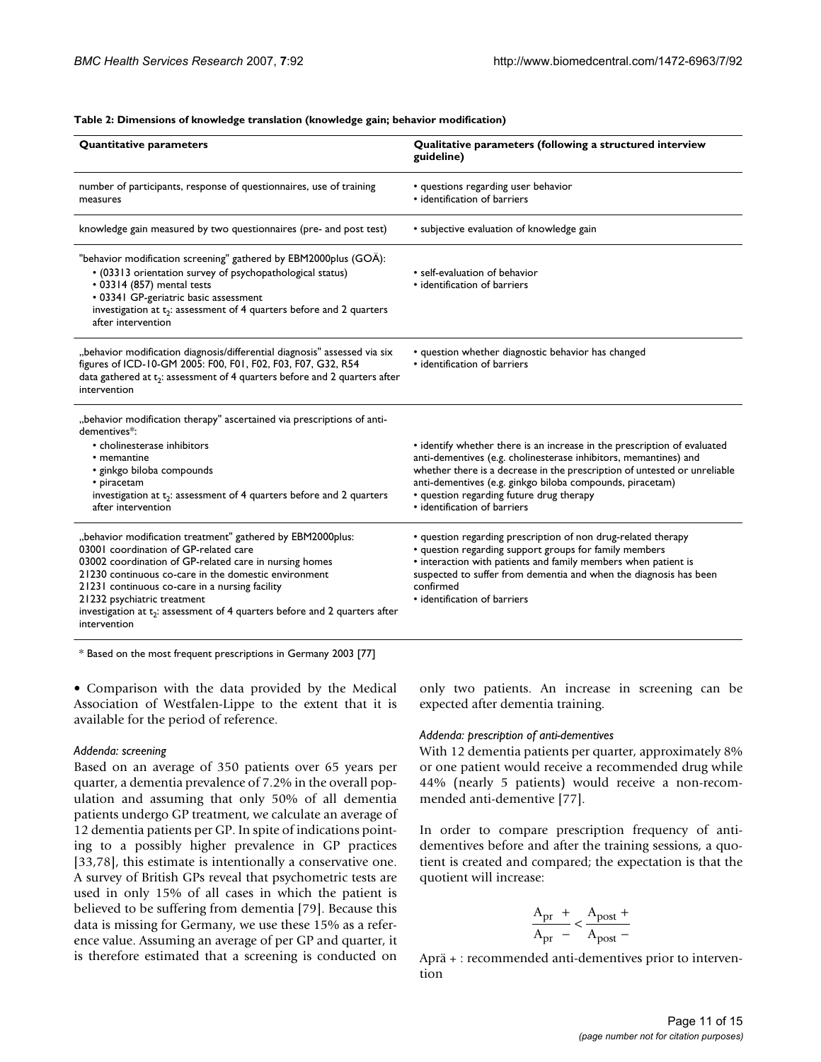**Table 2: Dimensions of knowledge translation (knowledge gain; behavior modification)**

| Quantitative parameters | Qualitative parameters (following a structured interview guideline) |
| --- | --- |
| number of participants, response of questionnaires, use of training measures | • questions regarding user behavior<br>• identification of barriers |
| knowledge gain measured by two questionnaires (pre- and post test) | • subjective evaluation of knowledge gain |
| "behavior modification screening" gathered by EBM2000plus (GOÄ):<br>• (03313 orientation survey of psychopathological status)<br>• 03314 (857) mental tests<br>• 03341 GP-geriatric basic assessment<br>investigation at $t_2$: assessment of 4 quarters before and 2 quarters after intervention | • self-evaluation of behavior<br>• identification of barriers |
| „behavior modification diagnosis/differential diagnosis" assessed via six figures of ICD-10-GM 2005: F00, F01, F02, F03, F07, G32, R54<br>data gathered at $t_2$: assessment of 4 quarters before and 2 quarters after intervention | • question whether diagnostic behavior has changed<br>• identification of barriers |
| „behavior modification therapy" ascertained via prescriptions of anti-dementives*:<br>• cholinesterase inhibitors<br>• memantine<br>• ginkgo biloba compounds<br>• piracetam<br>investigation at $t_2$: assessment of 4 quarters before and 2 quarters after intervention | • identify whether there is an increase in the prescription of evaluated anti-dementives (e.g. cholinesterase inhibitors, memantines) and whether there is a decrease in the prescription of untested or unreliable anti-dementives (e.g. ginkgo biloba compounds, piracetam)<br>• question regarding future drug therapy<br>• identification of barriers |
| „behavior modification treatment" gathered by EBM2000plus:<br>03001 coordination of GP-related care<br>03002 coordination of GP-related care in nursing homes<br>21230 continuous co-care in the domestic environment<br>21231 continuous co-care in a nursing facility<br>21232 psychiatric treatment<br>investigation at $t_2$: assessment of 4 quarters before and 2 quarters after intervention | • question regarding prescription of non drug-related therapy<br>• question regarding support groups for family members<br>• interaction with patients and family members when patient is suspected to suffer from dementia and when the diagnosis has been confirmed<br>• identification of barriers |

* Based on the most frequent prescriptions in Germany 2003 [77]

• Comparison with the data provided by the Medical Association of Westfalen-Lippe to the extent that it is available for the period of reference.

*Addenda: screening*

Based on an average of 350 patients over 65 years per quarter, a dementia prevalence of 7.2% in the overall population and assuming that only 50% of all dementia patients undergo GP treatment, we calculate an average of 12 dementia patients per GP. In spite of indications pointing to a possibly higher prevalence in GP practices [33,78], this estimate is intentionally a conservative one. A survey of British GPs reveal that psychometric tests are used in only 15% of all cases in which the patient is believed to be suffering from dementia [79]. Because this data is missing for Germany, we use these 15% as a reference value. Assuming an average of per GP and quarter, it is therefore estimated that a screening is conducted on only two patients. An increase in screening can be expected after dementia training.

*Addenda: prescription of anti-dementives*

With 12 dementia patients per quarter, approximately 8% or one patient would receive a recommended drug while 44% (nearly 5 patients) would receive a non-recommended anti-dementive [77].

In order to compare prescription frequency of anti-dementives before and after the training sessions, a quotient is created and compared; the expectation is that the quotient will increase:

$$\frac{A_{pr}\ +}{A_{pr}\ -} < \frac{A_{post}\ +}{A_{post}\ -}$$

Aprä + : recommended anti-dementives prior to intervention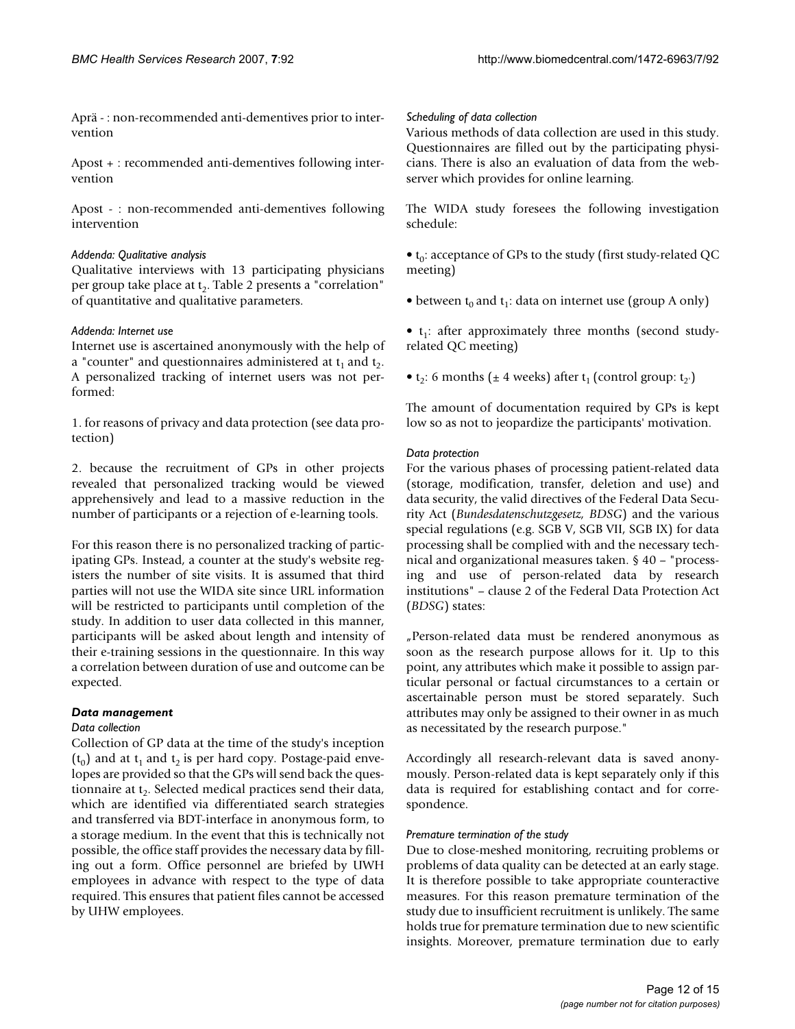Aprä - : non-recommended anti-dementives prior to intervention

Apost + : recommended anti-dementives following intervention

Apost - : non-recommended anti-dementives following intervention

*Addenda: Qualitative analysis*

Qualitative interviews with 13 participating physicians per group take place at $t_2$. Table 2 presents a "correlation" of quantitative and qualitative parameters.

*Addenda: Internet use*

Internet use is ascertained anonymously with the help of a "counter" and questionnaires administered at $t_1$ and $t_2$. A personalized tracking of internet users was not performed:

1. for reasons of privacy and data protection (see data protection)

2. because the recruitment of GPs in other projects revealed that personalized tracking would be viewed apprehensively and lead to a massive reduction in the number of participants or a rejection of e-learning tools.

For this reason there is no personalized tracking of participating GPs. Instead, a counter at the study's website registers the number of site visits. It is assumed that third parties will not use the WIDA site since URL information will be restricted to participants until completion of the study. In addition to user data collected in this manner, participants will be asked about length and intensity of their e-training sessions in the questionnaire. In this way a correlation between duration of use and outcome can be expected.

### *Data management*

*Data collection*

Collection of GP data at the time of the study's inception ($t_0$) and at $t_1$ and $t_2$ is per hard copy. Postage-paid envelopes are provided so that the GPs will send back the questionnaire at $t_2$. Selected medical practices send their data, which are identified via differentiated search strategies and transferred via BDT-interface in anonymous form, to a storage medium. In the event that this is technically not possible, the office staff provides the necessary data by filling out a form. Office personnel are briefed by UWH employees in advance with respect to the type of data required. This ensures that patient files cannot be accessed by UHW employees.

*Scheduling of data collection*

Various methods of data collection are used in this study. Questionnaires are filled out by the participating physicians. There is also an evaluation of data from the webserver which provides for online learning.

The WIDA study foresees the following investigation schedule:

- $t_0$: acceptance of GPs to the study (first study-related QC meeting)
- between $t_0$ and $t_1$: data on internet use (group A only)
- $t_1$: after approximately three months (second study-related QC meeting)
- $t_2$: 6 months (± 4 weeks) after $t_1$ (control group: $t_{2'}$)

The amount of documentation required by GPs is kept low so as not to jeopardize the participants' motivation.

*Data protection*

For the various phases of processing patient-related data (storage, modification, transfer, deletion and use) and data security, the valid directives of the Federal Data Security Act (*Bundesdatenschutzgesetz, BDSG*) and the various special regulations (e.g. SGB V, SGB VII, SGB IX) for data processing shall be complied with and the necessary technical and organizational measures taken. § 40 – "processing and use of person-related data by research institutions" – clause 2 of the Federal Data Protection Act (*BDSG*) states:

„Person-related data must be rendered anonymous as soon as the research purpose allows for it. Up to this point, any attributes which make it possible to assign particular personal or factual circumstances to a certain or ascertainable person must be stored separately. Such attributes may only be assigned to their owner in as much as necessitated by the research purpose."

Accordingly all research-relevant data is saved anonymously. Person-related data is kept separately only if this data is required for establishing contact and for correspondence.

*Premature termination of the study*

Due to close-meshed monitoring, recruiting problems or problems of data quality can be detected at an early stage. It is therefore possible to take appropriate counteractive measures. For this reason premature termination of the study due to insufficient recruitment is unlikely. The same holds true for premature termination due to new scientific insights. Moreover, premature termination due to early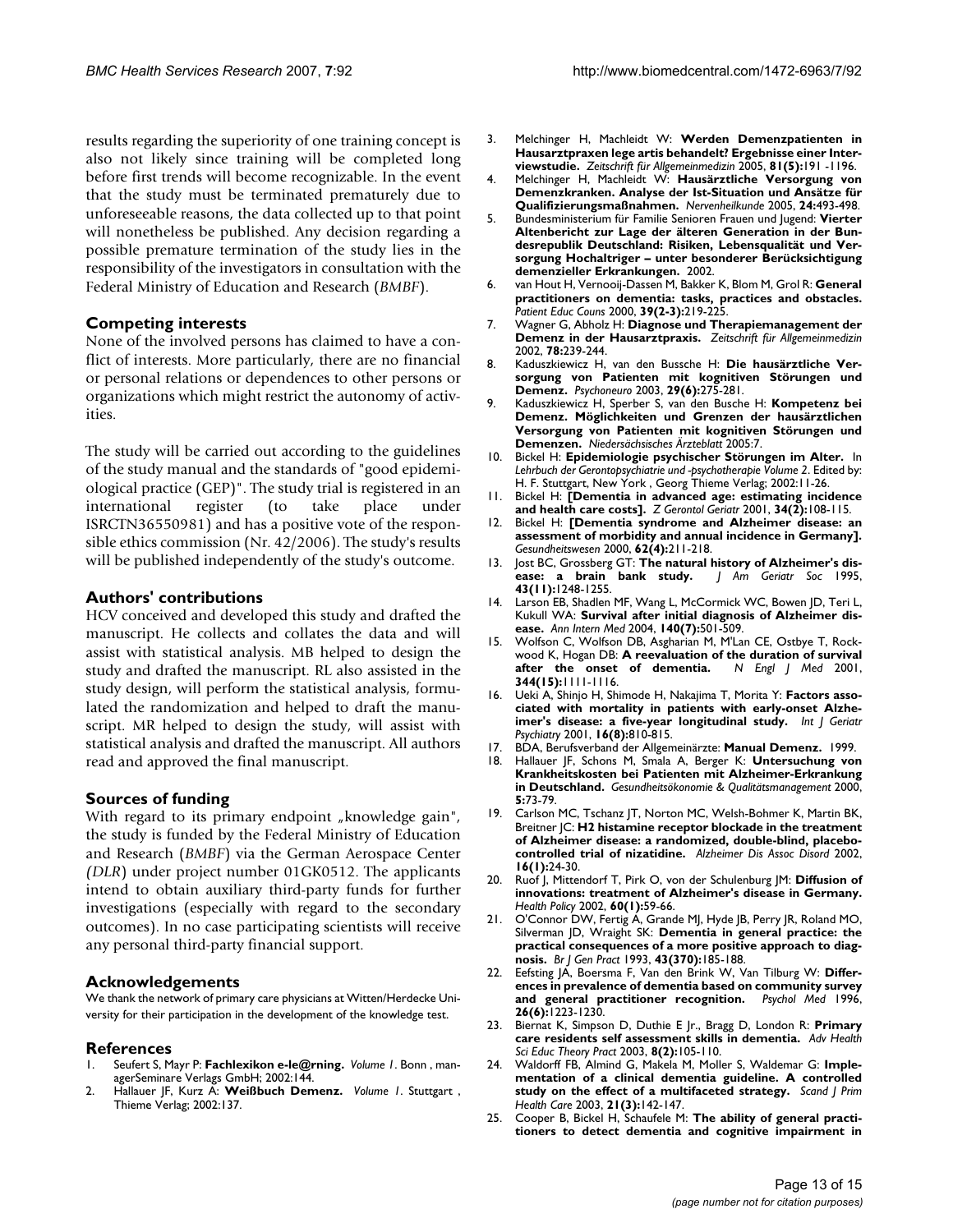results regarding the superiority of one training concept is also not likely since training will be completed long before first trends will become recognizable. In the event that the study must be terminated prematurely due to unforeseeable reasons, the data collected up to that point will nonetheless be published. Any decision regarding a possible premature termination of the study lies in the responsibility of the investigators in consultation with the Federal Ministry of Education and Research (*BMBF*).

## Competing interests

None of the involved persons has claimed to have a conflict of interests. More particularly, there are no financial or personal relations or dependences to other persons or organizations which might restrict the autonomy of activities.

The study will be carried out according to the guidelines of the study manual and the standards of "good epidemiological practice (GEP)". The study trial is registered in an international register (to take place under ISRCTN36550981) and has a positive vote of the responsible ethics commission (Nr. 42/2006). The study's results will be published independently of the study's outcome.

## Authors' contributions

HCV conceived and developed this study and drafted the manuscript. He collects and collates the data and will assist with statistical analysis. MB helped to design the study and drafted the manuscript. RL also assisted in the study design, will perform the statistical analysis, formulated the randomization and helped to draft the manuscript. MR helped to design the study, will assist with statistical analysis and drafted the manuscript. All authors read and approved the final manuscript.

## Sources of funding

With regard to its primary endpoint „knowledge gain", the study is funded by the Federal Ministry of Education and Research (*BMBF*) via the German Aerospace Center (*DLR*) under project number 01GK0512. The applicants intend to obtain auxiliary third-party funds for further investigations (especially with regard to the secondary outcomes). In no case participating scientists will receive any personal third-party financial support.

## Acknowledgements

We thank the network of primary care physicians at Witten/Herdecke University for their participation in the development of the knowledge test.

## References

1. Seufert S, Mayr P: **Fachlexikon e-le@rning.** *Volume 1*. Bonn , managerSeminare Verlags GmbH; 2002:144.
2. Hallauer JF, Kurz A: **Weißbuch Demenz.** *Volume 1*. Stuttgart , Thieme Verlag; 2002:137.
3. Melchinger H, Machleidt W: **Werden Demenzpatienten in Hausarztpraxen lege artis behandelt? Ergebnisse einer Interviewstudie.** *Zeitschrift für Allgemeinmedizin* 2005, **81(5):**191 -1196.
4. Melchinger H, Machleidt W: **Hausärztliche Versorgung von Demenzkranken. Analyse der Ist-Situation und Ansätze für Qualifizierungsmaßnahmen.** *Nervenheilkunde* 2005, **24:**493-498.
5. Bundesministerium für Familie Senioren Frauen und Jugend: **Vierter Altenbericht zur Lage der älteren Generation in der Bundesrepublik Deutschland: Risiken, Lebensqualität und Versorgung Hochaltriger – unter besonderer Berücksichtigung demenzieller Erkrankungen.** 2002.
6. van Hout H, Vernooij-Dassen M, Bakker K, Blom M, Grol R: **General practitioners on dementia: tasks, practices and obstacles.** *Patient Educ Couns* 2000, **39(2-3):**219-225.
7. Wagner G, Abholz H: **Diagnose und Therapiemanagement der Demenz in der Hausarztpraxis.** *Zeitschrift für Allgemeinmedizin* 2002, **78:**239-244.
8. Kaduszkiewicz H, van den Bussche H: **Die hausärztliche Versorgung von Patienten mit kognitiven Störungen und Demenz.** *Psychoneuro* 2003, **29(6):**275-281.
9. Kaduszkiewicz H, Sperber S, van den Busche H: **Kompetenz bei Demenz. Möglichkeiten und Grenzen der hausärztlichen Versorgung von Patienten mit kognitiven Störungen und Demenzen.** *Niedersächsisches Ärzteblatt* 2005:7.
10. Bickel H: **Epidemiologie psychischer Störungen im Alter.** In *Lehrbuch der Gerontopsychiatrie und -psychotherapie Volume 2*. Edited by: H. F. Stuttgart, New York , Georg Thieme Verlag; 2002:11-26.
11. Bickel H: **[Dementia in advanced age: estimating incidence and health care costs].** *Z Gerontol Geriatr* 2001, **34(2):**108-115.
12. Bickel H: **[Dementia syndrome and Alzheimer disease: an assessment of morbidity and annual incidence in Germany].** *Gesundheitswesen* 2000, **62(4):**211-218.
13. Jost BC, Grossberg GT: **The natural history of Alzheimer's disease: a brain bank study.** *J Am Geriatr Soc* 1995, **43(11):**1248-1255.
14. Larson EB, Shadlen MF, Wang L, McCormick WC, Bowen JD, Teri L, Kukull WA: **Survival after initial diagnosis of Alzheimer disease.** *Ann Intern Med* 2004, **140(7):**501-509.
15. Wolfson C, Wolfson DB, Asgharian M, M'Lan CE, Ostbye T, Rockwood K, Hogan DB: **A reevaluation of the duration of survival after the onset of dementia.** *N Engl J Med* 2001, **344(15):**1111-1116.
16. Ueki A, Shinjo H, Shimode H, Nakajima T, Morita Y: **Factors associated with mortality in patients with early-onset Alzheimer's disease: a five-year longitudinal study.** *Int J Geriatr Psychiatry* 2001, **16(8):**810-815.
17. BDA, Berufsverband der Allgemeinärzte: **Manual Demenz.** 1999.
18. Hallauer JF, Schons M, Smala A, Berger K: **Untersuchung von Krankheitskosten bei Patienten mit Alzheimer-Erkrankung in Deutschland.** *Gesundheitsökonomie & Qualitätsmanagement* 2000, **5:**73-79.
19. Carlson MC, Tschanz JT, Norton MC, Welsh-Bohmer K, Martin BK, Breitner JC: **H2 histamine receptor blockade in the treatment of Alzheimer disease: a randomized, double-blind, placebo-controlled trial of nizatidine.** *Alzheimer Dis Assoc Disord* 2002, **16(1):**24-30.
20. Ruof J, Mittendorf T, Pirk O, von der Schulenburg JM: **Diffusion of innovations: treatment of Alzheimer's disease in Germany.** *Health Policy* 2002, **60(1):**59-66.
21. O'Connor DW, Fertig A, Grande MJ, Hyde JB, Perry JR, Roland MO, Silverman JD, Wraight SK: **Dementia in general practice: the practical consequences of a more positive approach to diagnosis.** *Br J Gen Pract* 1993, **43(370):**185-188.
22. Eefsting JA, Boersma F, Van den Brink W, Van Tilburg W: **Differences in prevalence of dementia based on community survey and general practitioner recognition.** *Psychol Med* 1996, **26(6):**1223-1230.
23. Biernat K, Simpson D, Duthie E Jr., Bragg D, London R: **Primary care residents self assessment skills in dementia.** *Adv Health Sci Educ Theory Pract* 2003, **8(2):**105-110.
24. Waldorff FB, Almind G, Makela M, Moller S, Waldemar G: **Implementation of a clinical dementia guideline. A controlled study on the effect of a multifaceted strategy.** *Scand J Prim Health Care* 2003, **21(3):**142-147.
25. Cooper B, Bickel H, Schaufele M: **The ability of general practitioners to detect dementia and cognitive impairment in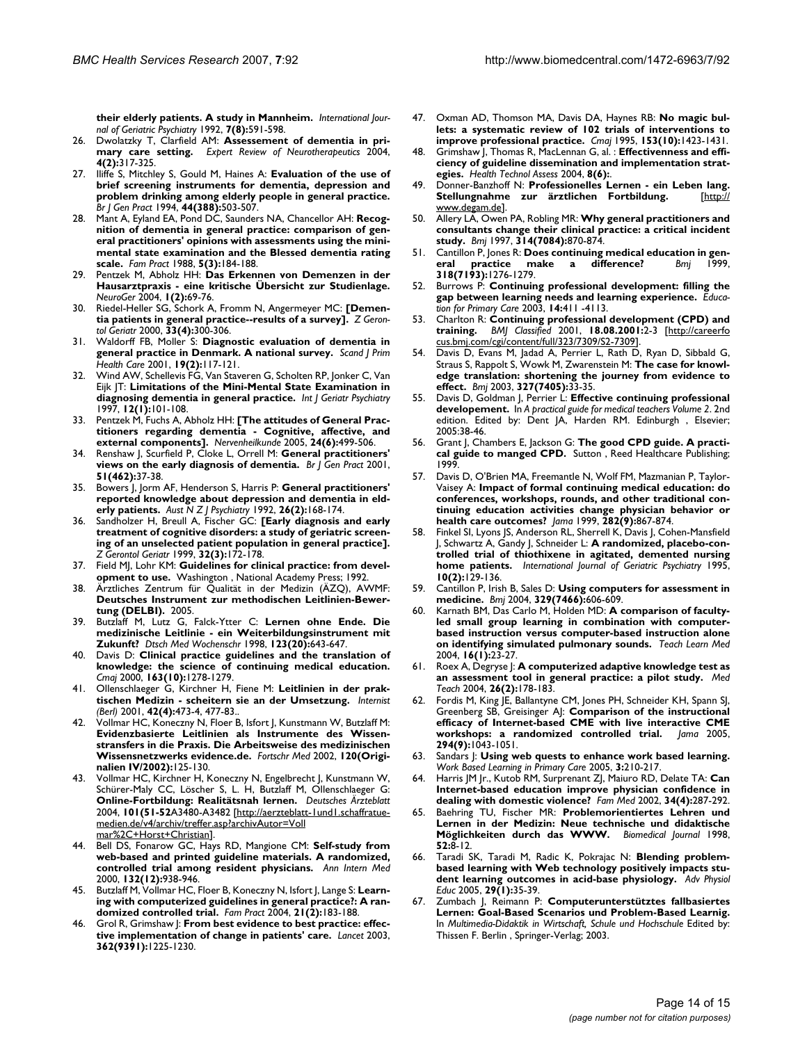**their elderly patients. A study in Mannheim.** *International Journal of Geriatric Psychiatry* 1992, **7(8):**591-598.

26. Dwolatzky T, Clarfield AM: **Assessement of dementia in primary care setting.** *Expert Review of Neurotherapeutics* 2004, **4(2):**317-325.
27. Iliffe S, Mitchley S, Gould M, Haines A: **Evaluation of the use of brief screening instruments for dementia, depression and problem drinking among elderly people in general practice.** *Br J Gen Pract* 1994, **44(388):**503-507.
28. Mant A, Eyland EA, Pond DC, Saunders NA, Chancellor AH: **Recognition of dementia in general practice: comparison of general practitioners' opinions with assessments using the mini-mental state examination and the Blessed dementia rating scale.** *Fam Pract* 1988, **5(3):**184-188.
29. Pentzek M, Abholz HH: **Das Erkennen von Demenzen in der Hausarztpraxis - eine kritische Übersicht zur Studienlage.** *NeuroGer* 2004, **1(2):**69-76.
30. Riedel-Heller SG, Schork A, Fromm N, Angermeyer MC: **[Dementia patients in general practice--results of a survey].** *Z Gerontol Geriatr* 2000, **33(4):**300-306.
31. Waldorff FB, Moller S: **Diagnostic evaluation of dementia in general practice in Denmark. A national survey.** *Scand J Prim Health Care* 2001, **19(2):**117-121.
32. Wind AW, Schellevis FG, Van Staveren G, Scholten RP, Jonker C, Van Eijk JT: **Limitations of the Mini-Mental State Examination in diagnosing dementia in general practice.** *Int J Geriatr Psychiatry* 1997, **12(1):**101-108.
33. Pentzek M, Fuchs A, Abholz HH: **[The attitudes of General Practitioners regarding dementia - Cognitive, affective, and external components].** *Nervenheilkunde* 2005, **24(6):**499-506.
34. Renshaw J, Scurfield P, Cloke L, Orrell M: **General practitioners' views on the early diagnosis of dementia.** *Br J Gen Pract* 2001, **51(462):**37-38.
35. Bowers J, Jorm AF, Henderson S, Harris P: **General practitioners' reported knowledge about depression and dementia in elderly patients.** *Aust N Z J Psychiatry* 1992, **26(2):**168-174.
36. Sandholzer H, Breull A, Fischer GC: **[Early diagnosis and early treatment of cognitive disorders: a study of geriatric screening of an unselected patient population in general practice].** *Z Gerontol Geriatr* 1999, **32(3):**172-178.
37. Field MJ, Lohr KM: **Guidelines for clinical practice: from development to use.** Washington , National Academy Press; 1992.
38. Ärztliches Zentrum für Qualität in der Medizin (ÄZQ), AWMF: **Deutsches Instrument zur methodischen Leitlinien-Bewertung (DELBI).** 2005.
39. Butzlaff M, Lutz G, Falck-Ytter C: **Lernen ohne Ende. Die medizinische Leitlinie - ein Weiterbildungsinstrument mit Zukunft?** *Dtsch Med Wochenschr* 1998, **123(20):**643-647.
40. Davis D: **Clinical practice guidelines and the translation of knowledge: the science of continuing medical education.** *Cmaj* 2000, **163(10):**1278-1279.
41. Ollenschlaeger G, Kirchner H, Fiene M: **Leitlinien in der praktischen Medizin - scheitern sie an der Umsetzung.** *Internist (Berl)* 2001, **42(4):**473-4, 477-83..
42. Vollmar HC, Koneczny N, Floer B, Isfort J, Kunstmann W, Butzlaff M: **Evidenzbasierte Leitlinien als Instrumente des Wissenstransfers in die Praxis. Die Arbeitsweise des medizinischen Wissensnetzwerks evidence.de.** *Fortschr Med* 2002, **120(Originalien IV/2002):**125-130.
43. Vollmar HC, Kirchner H, Koneczny N, Engelbrecht J, Kunstmann W, Schürer-Maly CC, Löscher S, L. H, Butzlaff M, Ollenschlaeger G: **Online-Fortbildung: Realitätsnah lernen.** *Deutsches Ärzteblatt* 2004, **101(51-52**A3480-A3482 [http://aerzteblatt-1und1.schaffratue-medien.de/v4/archiv/treffer.asp?archivAutor=Voll mar%2C+Horst+Christian].
44. Bell DS, Fonarow GC, Hays RD, Mangione CM: **Self-study from web-based and printed guideline materials. A randomized, controlled trial among resident physicians.** *Ann Intern Med* 2000, **132(12):**938-946.
45. Butzlaff M, Vollmar HC, Floer B, Koneczny N, Isfort J, Lange S: **Learning with computerized guidelines in general practice?: A randomized controlled trial.** *Fam Pract* 2004, **21(2):**183-188.
46. Grol R, Grimshaw J: **From best evidence to best practice: effective implementation of change in patients' care.** *Lancet* 2003, **362(9391):**1225-1230.
47. Oxman AD, Thomson MA, Davis DA, Haynes RB: **No magic bullets: a systematic review of 102 trials of interventions to improve professional practice.** *Cmaj* 1995, **153(10):**1423-1431.
48. Grimshaw J, Thomas R, MacLennan G, al. : **Effectivenness and efficiency of guideline dissemination and implementation strategies.** *Health Technol Assess* 2004, **8(6):**.
49. Donner-Banzhoff N: **Professionelles Lernen - ein Leben lang. Stellungnahme zur ärztlichen Fortbildung.** [http://www.degam.de].
50. Allery LA, Owen PA, Robling MR: **Why general practitioners and consultants change their clinical practice: a critical incident study.** *Bmj* 1997, **314(7084):**870-874.
51. Cantillon P, Jones R: **Does continuing medical education in general practice make a difference?** *Bmj* 1999, **318(7193):**1276-1279.
52. Burrows P: **Continuing professional development: filling the gap between learning needs and learning experience.** *Education for Primary Care* 2003, **14:**411 -4113.
53. Charlton R: **Continuing professional development (CPD) and training.** *BMJ Classified* 2001, **18.08.2001:**2-3 [http://careerfocus.bmj.com/cgi/content/full/323/7309/S2-7309].
54. Davis D, Evans M, Jadad A, Perrier L, Rath D, Ryan D, Sibbald G, Straus S, Rappolt S, Wowk M, Zwarenstein M: **The case for knowledge translation: shortening the journey from evidence to effect.** *Bmj* 2003, **327(7405):**33-35.
55. Davis D, Goldman J, Perrier L: **Effective continuing professional developement.** In *A practical guide for medical teachers Volume 2*. 2nd edition. Edited by: Dent JA, Harden RM. Edinburgh , Elsevier; 2005:38-46.
56. Grant J, Chambers E, Jackson G: **The good CPD guide. A practical guide to manged CPD.** Sutton , Reed Healthcare Publishing; 1999.
57. Davis D, O'Brien MA, Freemantle N, Wolf FM, Mazmanian P, Taylor-Vaisey A: **Impact of formal continuing medical education: do conferences, workshops, rounds, and other traditional continuing education activities change physician behavior or health care outcomes?** *Jama* 1999, **282(9):**867-874.
58. Finkel SI, Lyons JS, Anderson RL, Sherrell K, Davis J, Cohen-Mansfield J, Schwartz A, Gandy J, Schneider L: **A randomized, placebo-controlled trial of thiothixene in agitated, demented nursing home patients.** *International Journal of Geriatric Psychiatry* 1995, **10(2):**129-136.
59. Cantillon P, Irish B, Sales D: **Using computers for assessment in medicine.** *Bmj* 2004, **329(7466):**606-609.
60. Karnath BM, Das Carlo M, Holden MD: **A comparison of faculty-led small group learning in combination with computer-based instruction versus computer-based instruction alone on identifying simulated pulmonary sounds.** *Teach Learn Med* 2004, **16(1):**23-27.
61. Roex A, Degryse J: **A computerized adaptive knowledge test as an assessment tool in general practice: a pilot study.** *Med Teach* 2004, **26(2):**178-183.
62. Fordis M, King JE, Ballantyne CM, Jones PH, Schneider KH, Spann SJ, Greenberg SB, Greisinger AJ: **Comparison of the instructional efficacy of Internet-based CME with live interactive CME workshops: a randomized controlled trial.** *Jama* 2005, **294(9):**1043-1051.
63. Sandars J: **Using web quests to enhance work based learning.** *Work Based Learning in Primary Care* 2005, **3:**210-217.
64. Harris JM Jr., Kutob RM, Surprenant ZJ, Maiuro RD, Delate TA: **Can Internet-based education improve physician confidence in dealing with domestic violence?** *Fam Med* 2002, **34(4):**287-292.
65. Baehring TU, Fischer MR: **Problemorientiertes Lehren und Lernen in der Medizin: Neue technische und didaktische Möglichkeiten durch das WWW.** *Biomedical Journal* 1998, **52:**8-12.
66. Taradi SK, Taradi M, Radic K, Pokrajac N: **Blending problem-based learning with Web technology positively impacts student learning outcomes in acid-base physiology.** *Adv Physiol Educ* 2005, **29(1):**35-39.
67. Zumbach J, Reimann P: **Computerunterstütztes fallbasiertes Lernen: Goal-Based Scenarios und Problem-Based Learnig.** In *Multimedia-Didaktik in Wirtschaft, Schule und Hochschule* Edited by: Thissen F. Berlin , Springer-Verlag; 2003.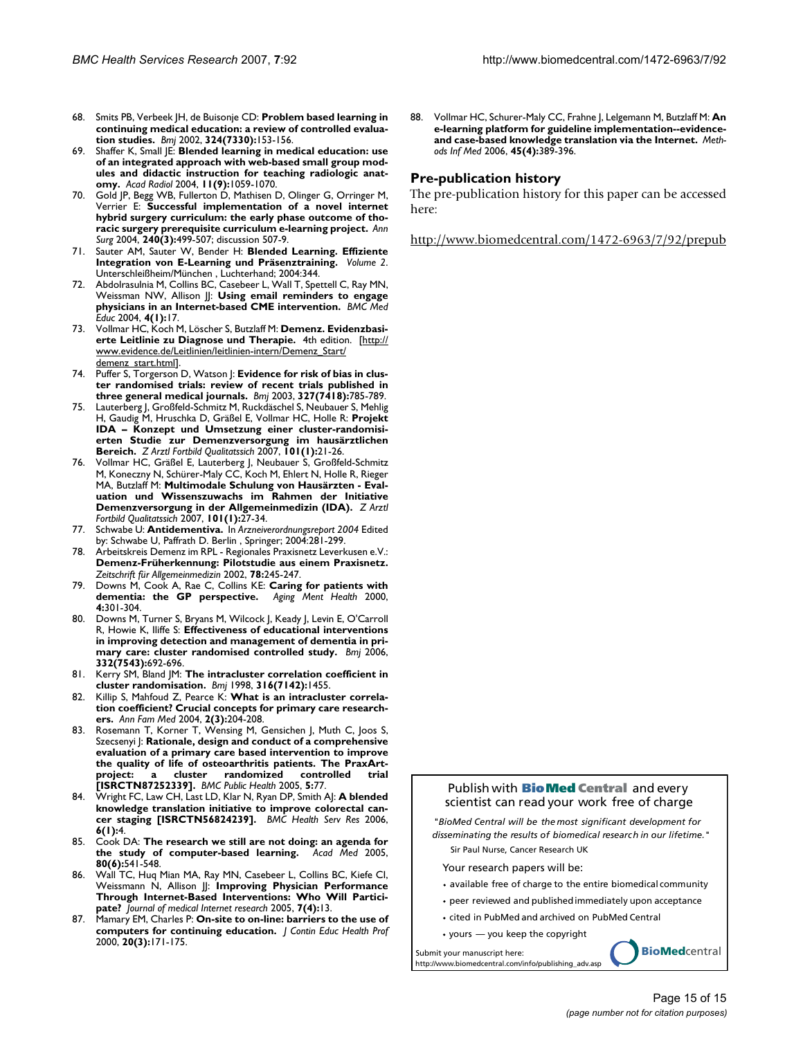68. Smits PB, Verbeek JH, de Buisonje CD: **Problem based learning in continuing medical education: a review of controlled evaluation studies.** *Bmj* 2002, **324(7330):**153-156.
69. Shaffer K, Small JE: **Blended learning in medical education: use of an integrated approach with web-based small group modules and didactic instruction for teaching radiologic anatomy.** *Acad Radiol* 2004, **11(9):**1059-1070.
70. Gold JP, Begg WB, Fullerton D, Mathisen D, Olinger G, Orringer M, Verrier E: **Successful implementation of a novel internet hybrid surgery curriculum: the early phase outcome of thoracic surgery prerequisite curriculum e-learning project.** *Ann Surg* 2004, **240(3):**499-507; discussion 507-9.
71. Sauter AM, Sauter W, Bender H: **Blended Learning. Effiziente Integration von E-Learning und Präsenztraining.** *Volume 2*. Unterschleißheim/München , Luchterhand; 2004:344.
72. Abdolrasulnia M, Collins BC, Casebeer L, Wall T, Spettell C, Ray MN, Weissman NW, Allison JJ: **Using email reminders to engage physicians in an Internet-based CME intervention.** *BMC Med Educ* 2004, **4(1):**17.
73. Vollmar HC, Koch M, Löscher S, Butzlaff M: **Demenz. Evidenzbasierte Leitlinie zu Diagnose und Therapie.** 4th edition. [http://www.evidence.de/Leitlinien/leitlinien-intern/Demenz_Start/demenz_start.html].
74. Puffer S, Torgerson D, Watson J: **Evidence for risk of bias in cluster randomised trials: review of recent trials published in three general medical journals.** *Bmj* 2003, **327(7418):**785-789.
75. Lauterberg J, Großfeld-Schmitz M, Ruckdäschel S, Neubauer S, Mehlig H, Gaudig M, Hruschka D, Gräßel E, Vollmar HC, Holle R: **Projekt IDA – Konzept und Umsetzung einer cluster-randomisierten Studie zur Demenzversorgung im hausärztlichen Bereich.** *Z Arztl Fortbild Qualitatssich* 2007, **101(1):**21-26.
76. Vollmar HC, Gräßel E, Lauterberg J, Neubauer S, Großfeld-Schmitz M, Koneczny N, Schürer-Maly CC, Koch M, Ehlert N, Holle R, Rieger MA, Butzlaff M: **Multimodale Schulung von Hausärzten - Evaluation und Wissenszuwachs im Rahmen der Initiative Demenzversorgung in der Allgemeinmedizin (IDA).** *Z Arztl Fortbild Qualitatssich* 2007, **101(1):**27-34.
77. Schwabe U: **Antidementiva.** In *Arzneiverordnungsreport 2004* Edited by: Schwabe U, Paffrath D. Berlin , Springer; 2004:281-299.
78. Arbeitskreis Demenz im RPL - Regionales Praxisnetz Leverkusen e.V.: **Demenz-Früherkennung: Pilotstudie aus einem Praxisnetz.** *Zeitschrift für Allgemeinmedizin* 2002, **78:**245-247.
79. Downs M, Cook A, Rae C, Collins KE: **Caring for patients with dementia: the GP perspective.** *Aging Ment Health* 2000, **4:**301-304.
80. Downs M, Turner S, Bryans M, Wilcock J, Keady J, Levin E, O'Carroll R, Howie K, Iliffe S: **Effectiveness of educational interventions in improving detection and management of dementia in primary care: cluster randomised controlled study.** *Bmj* 2006, **332(7543):**692-696.
81. Kerry SM, Bland JM: **The intracluster correlation coefficient in cluster randomisation.** *Bmj* 1998, **316(7142):**1455.
82. Killip S, Mahfoud Z, Pearce K: **What is an intracluster correlation coefficient? Crucial concepts for primary care researchers.** *Ann Fam Med* 2004, **2(3):**204-208.
83. Rosemann T, Korner T, Wensing M, Gensichen J, Muth C, Joos S, Szecsenyi J: **Rationale, design and conduct of a comprehensive evaluation of a primary care based intervention to improve the quality of life of osteoarthritis patients. The PraxArt-project: a cluster randomized controlled trial [ISRCTN87252339].** *BMC Public Health* 2005, **5:**77.
84. Wright FC, Law CH, Last LD, Klar N, Ryan DP, Smith AJ: **A blended knowledge translation initiative to improve colorectal cancer staging [ISRCTN56824239].** *BMC Health Serv Res* 2006, **6(1):**4.
85. Cook DA: **The research we still are not doing: an agenda for the study of computer-based learning.** *Acad Med* 2005, **80(6):**541-548.
86. Wall TC, Huq Mian MA, Ray MN, Casebeer L, Collins BC, Kiefe CI, Weissmann N, Allison JJ: **Improving Physician Performance Through Internet-Based Interventions: Who Will Participate?** *Journal of medical Internet research* 2005, **7(4):**13.
87. Mamary EM, Charles P: **On-site to on-line: barriers to the use of computers for continuing education.** *J Contin Educ Health Prof* 2000, **20(3):**171-175.
88. Vollmar HC, Schurer-Maly CC, Frahne J, Lelgemann M, Butzlaff M: **An e-learning platform for guideline implementation--evidence- and case-based knowledge translation via the Internet.** *Methods Inf Med* 2006, **45(4):**389-396.

## Pre-publication history

The pre-publication history for this paper can be accessed here:

http://www.biomedcentral.com/1472-6963/7/92/prepub

Publish with **BioMed Central** and every scientist can read your work free of charge

*"BioMed Central will be the most significant development for disseminating the results of biomedical research in our lifetime."*
Sir Paul Nurse, Cancer Research UK

Your research papers will be:

- available free of charge to the entire biomedical community
- peer reviewed and published immediately upon acceptance
- cited in PubMed and archived on PubMed Central
- yours — you keep the copyright

Submit your manuscript here:
http://www.biomedcentral.com/info/publishing_adv.asp

BioMedcentral